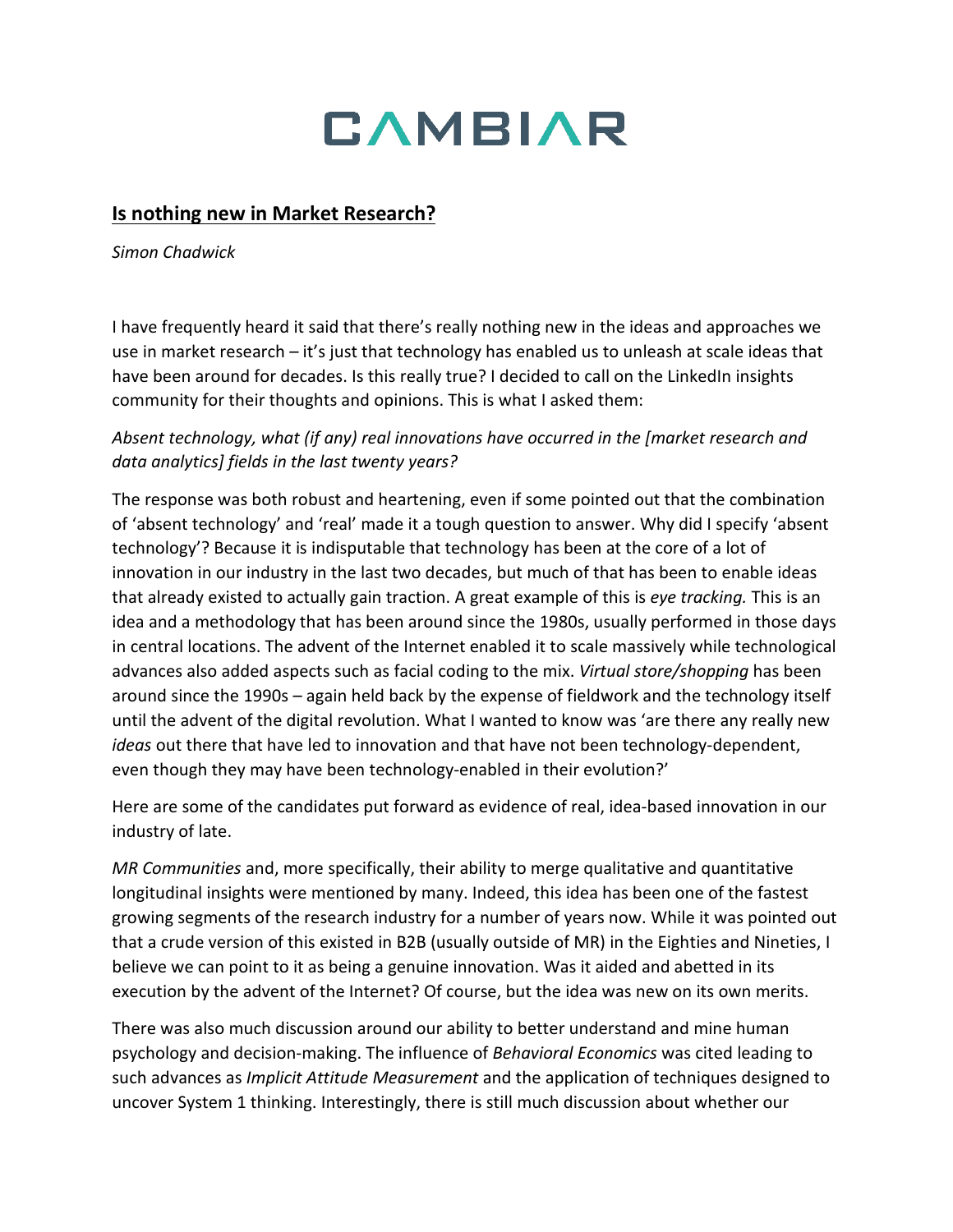# CAMBIAR

## **Is nothing new in Market Research?**

*Simon Chadwick*

I have frequently heard it said that there's really nothing new in the ideas and approaches we use in market research – it's just that technology has enabled us to unleash at scale ideas that have been around for decades. Is this really true? I decided to call on the LinkedIn insights community for their thoughts and opinions. This is what I asked them:

*Absent technology, what (if any) real innovations have occurred in the [market research and data analytics] fields in the last twenty years?*

The response was both robust and heartening, even if some pointed out that the combination of 'absent technology' and 'real' made it a tough question to answer. Why did I specify 'absent technology'? Because it is indisputable that technology has been at the core of a lot of innovation in our industry in the last two decades, but much of that has been to enable ideas that already existed to actually gain traction. A great example of this is *eye tracking.* This is an idea and a methodology that has been around since the 1980s, usually performed in those days in central locations. The advent of the Internet enabled it to scale massively while technological advances also added aspects such as facial coding to the mix. *Virtual store/shopping* has been around since the 1990s – again held back by the expense of fieldwork and the technology itself until the advent of the digital revolution. What I wanted to know was 'are there any really new *ideas* out there that have led to innovation and that have not been technology-dependent, even though they may have been technology-enabled in their evolution?'

Here are some of the candidates put forward as evidence of real, idea-based innovation in our industry of late.

*MR Communities* and, more specifically, their ability to merge qualitative and quantitative longitudinal insights were mentioned by many. Indeed, this idea has been one of the fastest growing segments of the research industry for a number of years now. While it was pointed out that a crude version of this existed in B2B (usually outside of MR) in the Eighties and Nineties, I believe we can point to it as being a genuine innovation. Was it aided and abetted in its execution by the advent of the Internet? Of course, but the idea was new on its own merits.

There was also much discussion around our ability to better understand and mine human psychology and decision-making. The influence of *Behavioral Economics* was cited leading to such advances as *Implicit Attitude Measurement* and the application of techniques designed to uncover System 1 thinking. Interestingly, there is still much discussion about whether our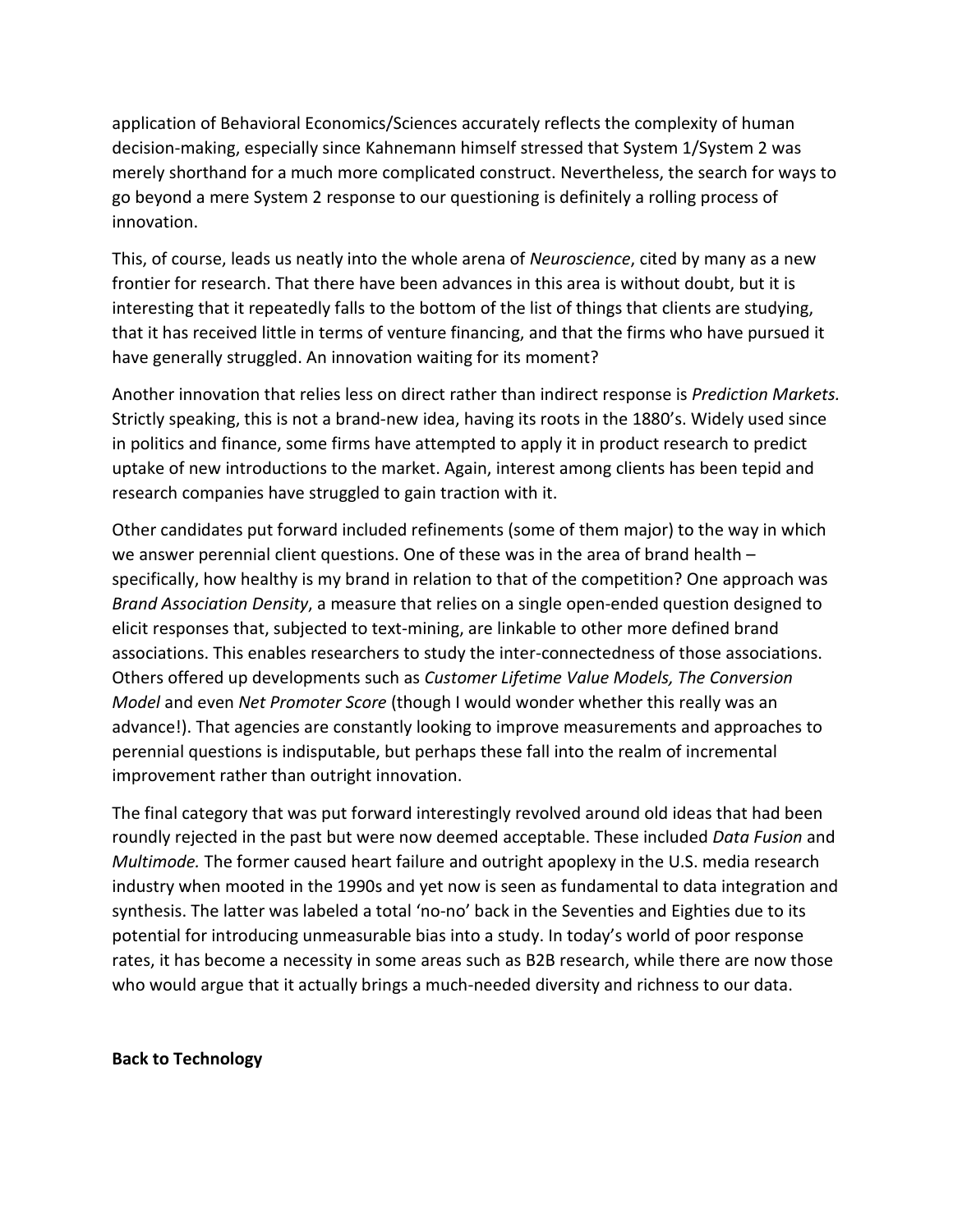application of Behavioral Economics/Sciences accurately reflects the complexity of human decision-making, especially since Kahnemann himself stressed that System 1/System 2 was merely shorthand for a much more complicated construct. Nevertheless, the search for ways to go beyond a mere System 2 response to our questioning is definitely a rolling process of innovation.

This, of course, leads us neatly into the whole arena of *Neuroscience*, cited by many as a new frontier for research. That there have been advances in this area is without doubt, but it is interesting that it repeatedly falls to the bottom of the list of things that clients are studying, that it has received little in terms of venture financing, and that the firms who have pursued it have generally struggled. An innovation waiting for its moment?

Another innovation that relies less on direct rather than indirect response is *Prediction Markets.* Strictly speaking, this is not a brand-new idea, having its roots in the 1880's. Widely used since in politics and finance, some firms have attempted to apply it in product research to predict uptake of new introductions to the market. Again, interest among clients has been tepid and research companies have struggled to gain traction with it.

Other candidates put forward included refinements (some of them major) to the way in which we answer perennial client questions. One of these was in the area of brand health – specifically, how healthy is my brand in relation to that of the competition? One approach was *Brand Association Density*, a measure that relies on a single open-ended question designed to elicit responses that, subjected to text-mining, are linkable to other more defined brand associations. This enables researchers to study the inter-connectedness of those associations. Others offered up developments such as *Customer Lifetime Value Models, The Conversion Model* and even *Net Promoter Score* (though I would wonder whether this really was an advance!). That agencies are constantly looking to improve measurements and approaches to perennial questions is indisputable, but perhaps these fall into the realm of incremental improvement rather than outright innovation.

The final category that was put forward interestingly revolved around old ideas that had been roundly rejected in the past but were now deemed acceptable. These included *Data Fusion* and *Multimode.* The former caused heart failure and outright apoplexy in the U.S. media research industry when mooted in the 1990s and yet now is seen as fundamental to data integration and synthesis. The latter was labeled a total 'no-no' back in the Seventies and Eighties due to its potential for introducing unmeasurable bias into a study. In today's world of poor response rates, it has become a necessity in some areas such as B2B research, while there are now those who would argue that it actually brings a much-needed diversity and richness to our data.

**Back to Technology**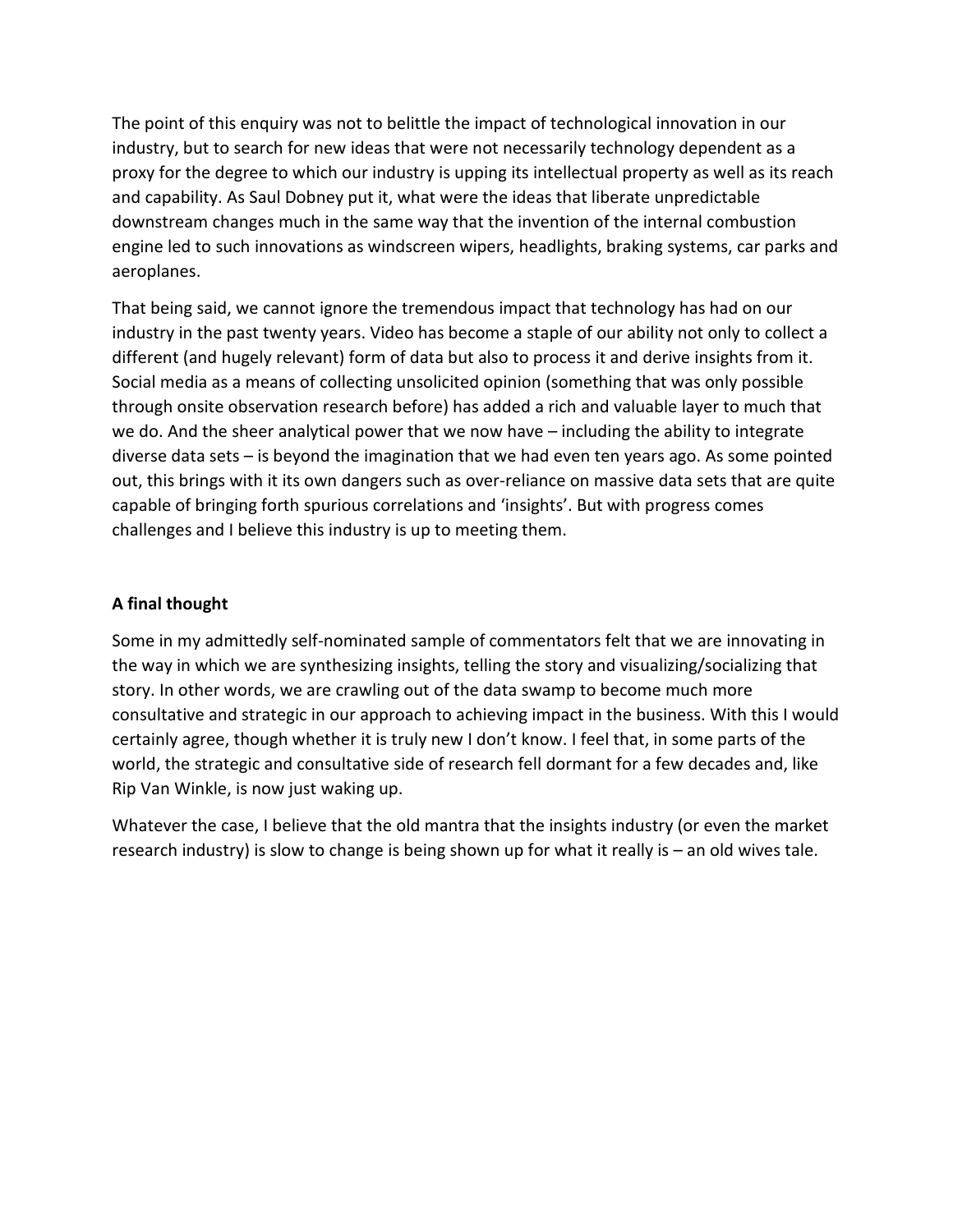The point of this enquiry was not to belittle the impact of technological innovation in our industry, but to search for new ideas that were not necessarily technology dependent as a proxy for the degree to which our industry is upping its intellectual property as well as its reach and capability. As Saul Dobney put it, what were the ideas that liberate unpredictable downstream changes much in the same way that the invention of the internal combustion engine led to such innovations as windscreen wipers, headlights, braking systems, car parks and aeroplanes.

That being said, we cannot ignore the tremendous impact that technology has had on our industry in the past twenty years. Video has become a staple of our ability not only to collect a different (and hugely relevant) form of data but also to process it and derive insights from it. Social media as a means of collecting unsolicited opinion (something that was only possible through onsite observation research before) has added a rich and valuable layer to much that we do. And the sheer analytical power that we now have – including the ability to integrate diverse data sets – is beyond the imagination that we had even ten years ago. As some pointed out, this brings with it its own dangers such as over-reliance on massive data sets that are quite capable of bringing forth spurious correlations and 'insights'. But with progress comes challenges and I believe this industry is up to meeting them.

**A final thought**

Some in my admittedly self-nominated sample of commentators felt that we are innovating in the way in which we are synthesizing insights, telling the story and visualizing/socializing that story. In other words, we are crawling out of the data swamp to become much more consultative and strategic in our approach to achieving impact in the business. With this I would certainly agree, though whether it is truly new I don't know. I feel that, in some parts of the world, the strategic and consultative side of research fell dormant for a few decades and, like Rip Van Winkle, is now just waking up.

Whatever the case, I believe that the old mantra that the insights industry (or even the market research industry) is slow to change is being shown up for what it really is – an old wives tale.